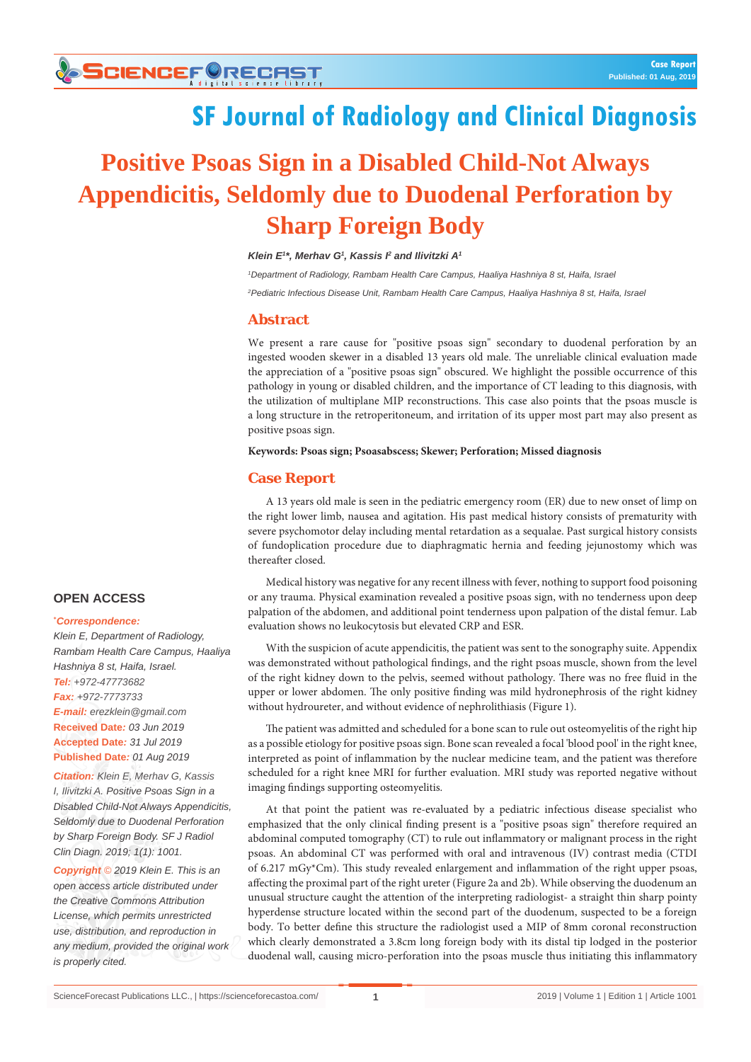# SF Journal of Radiology and Clinical Diagnosis

# Positive Psoas Sign in a Disabled Child-Not Always Appendicitis, Seldomly due to Duodenal Perforation by Sharp Foreign Body

***Klein E[1]*, Merhav G[1], Kassis I[2] and Ilivitzki A[1]***

*[1]Department of Radiology, Rambam Health Care Campus, Haaliya Hashniya 8 st, Haifa, Israel*

*[2]Pediatric Infectious Disease Unit, Rambam Health Care Campus, Haaliya Hashniya 8 st, Haifa, Israel*

## Abstract

We present a rare cause for "positive psoas sign" secondary to duodenal perforation by an ingested wooden skewer in a disabled 13 years old male. The unreliable clinical evaluation made the appreciation of a "positive psoas sign" obscured. We highlight the possible occurrence of this pathology in young or disabled children, and the importance of CT leading to this diagnosis, with the utilization of multiplane MIP reconstructions. This case also points that the psoas muscle is a long structure in the retroperitoneum, and irritation of its upper most part may also present as positive psoas sign.

**Keywords: Psoas sign; Psoasabscess; Skewer; Perforation; Missed diagnosis**

## Case Report

A 13 years old male is seen in the pediatric emergency room (ER) due to new onset of limp on the right lower limb, nausea and agitation. His past medical history consists of prematurity with severe psychomotor delay including mental retardation as a sequalae. Past surgical history consists of fundoplication procedure due to diaphragmatic hernia and feeding jejunostomy which was thereafter closed.

Medical history was negative for any recent illness with fever, nothing to support food poisoning or any trauma. Physical examination revealed a positive psoas sign, with no tenderness upon deep palpation of the abdomen, and additional point tenderness upon palpation of the distal femur. Lab evaluation shows no leukocytosis but elevated CRP and ESR.

With the suspicion of acute appendicitis, the patient was sent to the sonography suite. Appendix was demonstrated without pathological findings, and the right psoas muscle, shown from the level of the right kidney down to the pelvis, seemed without pathology. There was no free fluid in the upper or lower abdomen. The only positive finding was mild hydronephrosis of the right kidney without hydroureter, and without evidence of nephrolithiasis (Figure 1).

The patient was admitted and scheduled for a bone scan to rule out osteomyelitis of the right hip as a possible etiology for positive psoas sign. Bone scan revealed a focal 'blood pool' in the right knee, interpreted as point of inflammation by the nuclear medicine team, and the patient was therefore scheduled for a right knee MRI for further evaluation. MRI study was reported negative without imaging findings supporting osteomyelitis.

At that point the patient was re-evaluated by a pediatric infectious disease specialist who emphasized that the only clinical finding present is a "positive psoas sign" therefore required an abdominal computed tomography (CT) to rule out inflammatory or malignant process in the right psoas. An abdominal CT was performed with oral and intravenous (IV) contrast media (CTDI of 6.217 mGy*Cm). This study revealed enlargement and inflammation of the right upper psoas, affecting the proximal part of the right ureter (Figure 2a and 2b). While observing the duodenum an unusual structure caught the attention of the interpreting radiologist- a straight thin sharp pointy hyperdense structure located within the second part of the duodenum, suspected to be a foreign body. To better define this structure the radiologist used a MIP of 8mm coronal reconstruction which clearly demonstrated a 3.8cm long foreign body with its distal tip lodged in the posterior duodenal wall, causing micro-perforation into the psoas muscle thus initiating this inflammatory

**OPEN ACCESS**

***Correspondence:***
*Klein E, Department of Radiology, Rambam Health Care Campus, Haaliya Hashniya 8 st, Haifa, Israel.*
*Tel: +972-47773682*
*Fax: +972-7773733*
*E-mail: erezklein@gmail.com*
*Received Date: 03 Jun 2019*
*Accepted Date: 31 Jul 2019*
*Published Date: 01 Aug 2019*

*Citation: Klein E, Merhav G, Kassis I, Ilivitzki A. Positive Psoas Sign in a Disabled Child-Not Always Appendicitis, Seldomly due to Duodenal Perforation by Sharp Foreign Body. SF J Radiol Clin Diagn. 2019; 1(1): 1001.*

*Copyright © 2019 Klein E. This is an open access article distributed under the Creative Commons Attribution License, which permits unrestricted use, distribution, and reproduction in any medium, provided the original work is properly cited.*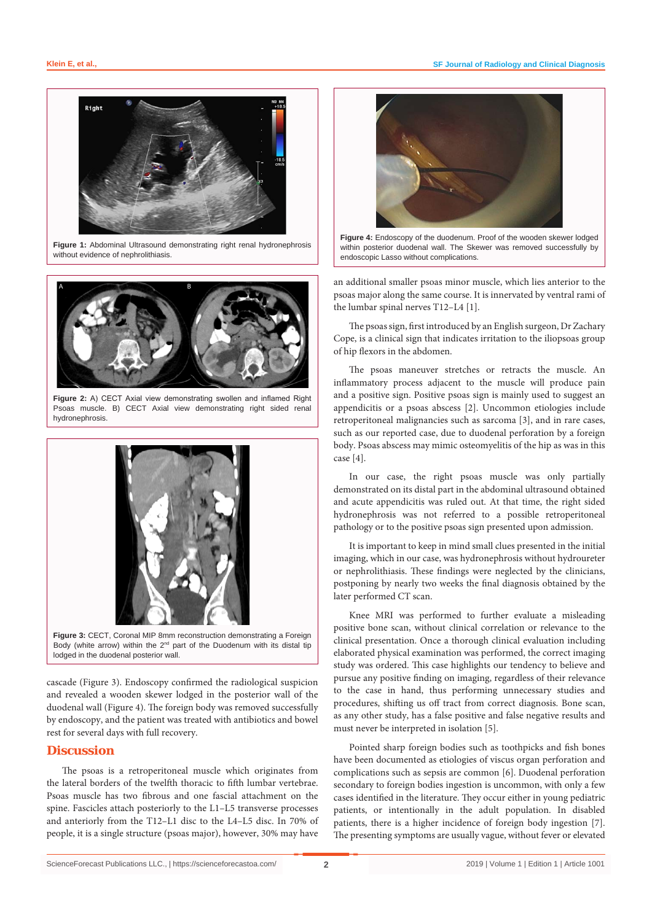Figure 1: Abdominal Ultrasound demonstrating right renal hydronephrosis without evidence of nephrolithiasis.

Figure 2: A) CECT Axial view demonstrating swollen and inflamed Right Psoas muscle. B) CECT Axial view demonstrating right sided renal hydronephrosis.

Figure 3: CECT, Coronal MIP 8mm reconstruction demonstrating a Foreign Body (white arrow) within the 2nd part of the Duodenum with its distal tip lodged in the duodenal posterior wall.

cascade (Figure 3). Endoscopy confirmed the radiological suspicion and revealed a wooden skewer lodged in the posterior wall of the duodenal wall (Figure 4). The foreign body was removed successfully by endoscopy, and the patient was treated with antibiotics and bowel rest for several days with full recovery.

## Discussion

The psoas is a retroperitoneal muscle which originates from the lateral borders of the twelfth thoracic to fifth lumbar vertebrae. Psoas muscle has two fibrous and one fascial attachment on the spine. Fascicles attach posteriorly to the L1–L5 transverse processes and anteriorly from the T12–L1 disc to the L4–L5 disc. In 70% of people, it is a single structure (psoas major), however, 30% may have

Figure 4: Endoscopy of the duodenum. Proof of the wooden skewer lodged within posterior duodenal wall. The Skewer was removed successfully by endoscopic Lasso without complications.

an additional smaller psoas minor muscle, which lies anterior to the psoas major along the same course. It is innervated by ventral rami of the lumbar spinal nerves T12–L4 [1].

The psoas sign, first introduced by an English surgeon, Dr Zachary Cope, is a clinical sign that indicates irritation to the iliopsoas group of hip flexors in the abdomen.

The psoas maneuver stretches or retracts the muscle. An inflammatory process adjacent to the muscle will produce pain and a positive sign. Positive psoas sign is mainly used to suggest an appendicitis or a psoas abscess [2]. Uncommon etiologies include retroperitoneal malignancies such as sarcoma [3], and in rare cases, such as our reported case, due to duodenal perforation by a foreign body. Psoas abscess may mimic osteomyelitis of the hip as was in this case [4].

In our case, the right psoas muscle was only partially demonstrated on its distal part in the abdominal ultrasound obtained and acute appendicitis was ruled out. At that time, the right sided hydronephrosis was not referred to a possible retroperitoneal pathology or to the positive psoas sign presented upon admission.

It is important to keep in mind small clues presented in the initial imaging, which in our case, was hydronephrosis without hydroureter or nephrolithiasis. These findings were neglected by the clinicians, postponing by nearly two weeks the final diagnosis obtained by the later performed CT scan.

Knee MRI was performed to further evaluate a misleading positive bone scan, without clinical correlation or relevance to the clinical presentation. Once a thorough clinical evaluation including elaborated physical examination was performed, the correct imaging study was ordered. This case highlights our tendency to believe and pursue any positive finding on imaging, regardless of their relevance to the case in hand, thus performing unnecessary studies and procedures, shifting us off tract from correct diagnosis. Bone scan, as any other study, has a false positive and false negative results and must never be interpreted in isolation [5].

Pointed sharp foreign bodies such as toothpicks and fish bones have been documented as etiologies of viscus organ perforation and complications such as sepsis are common [6]. Duodenal perforation secondary to foreign bodies ingestion is uncommon, with only a few cases identified in the literature. They occur either in young pediatric patients, or intentionally in the adult population. In disabled patients, there is a higher incidence of foreign body ingestion [7]. The presenting symptoms are usually vague, without fever or elevated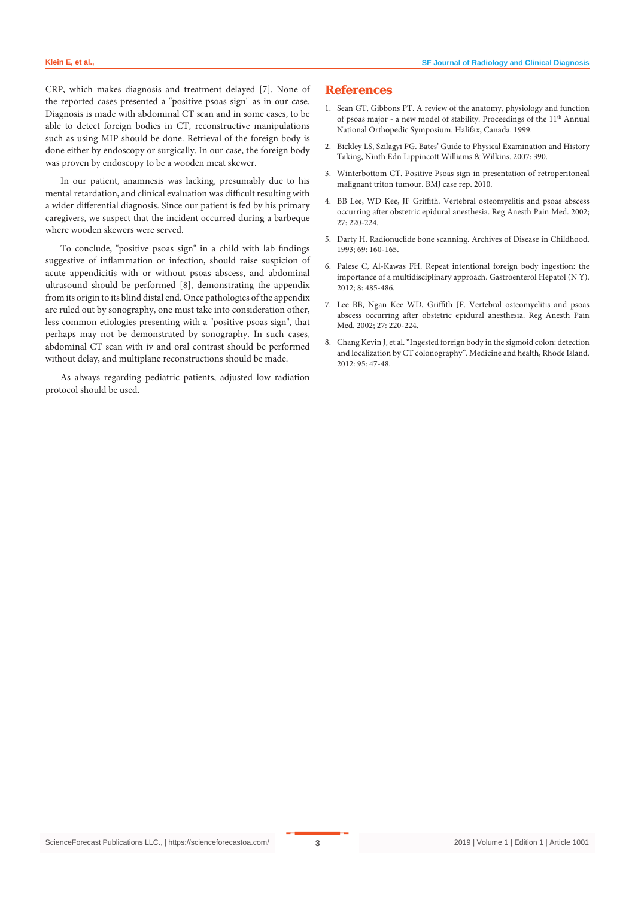CRP, which makes diagnosis and treatment delayed [7]. None of the reported cases presented a "positive psoas sign" as in our case. Diagnosis is made with abdominal CT scan and in some cases, to be able to detect foreign bodies in CT, reconstructive manipulations such as using MIP should be done. Retrieval of the foreign body is done either by endoscopy or surgically. In our case, the foreign body was proven by endoscopy to be a wooden meat skewer.

In our patient, anamnesis was lacking, presumably due to his mental retardation, and clinical evaluation was difficult resulting with a wider differential diagnosis. Since our patient is fed by his primary caregivers, we suspect that the incident occurred during a barbeque where wooden skewers were served.

To conclude, "positive psoas sign" in a child with lab findings suggestive of inflammation or infection, should raise suspicion of acute appendicitis with or without psoas abscess, and abdominal ultrasound should be performed [8], demonstrating the appendix from its origin to its blind distal end. Once pathologies of the appendix are ruled out by sonography, one must take into consideration other, less common etiologies presenting with a "positive psoas sign", that perhaps may not be demonstrated by sonography. In such cases, abdominal CT scan with iv and oral contrast should be performed without delay, and multiplane reconstructions should be made.

As always regarding pediatric patients, adjusted low radiation protocol should be used.

## References

1. Sean GT, Gibbons PT. A review of the anatomy, physiology and function of psoas major - a new model of stability. Proceedings of the 11th Annual National Orthopedic Symposium. Halifax, Canada. 1999.
2. Bickley LS, Szilagyi PG. Bates' Guide to Physical Examination and History Taking, Ninth Edn Lippincott Williams & Wilkins. 2007: 390.
3. Winterbottom CT. Positive Psoas sign in presentation of retroperitoneal malignant triton tumour. BMJ case rep. 2010.
4. BB Lee, WD Kee, JF Griffith. Vertebral osteomyelitis and psoas abscess occurring after obstetric epidural anesthesia. Reg Anesth Pain Med. 2002; 27: 220-224.
5. Darty H. Radionuclide bone scanning. Archives of Disease in Childhood. 1993; 69: 160-165.
6. Palese C, Al-Kawas FH. Repeat intentional foreign body ingestion: the importance of a multidisciplinary approach. Gastroenterol Hepatol (N Y). 2012; 8: 485-486.
7. Lee BB, Ngan Kee WD, Griffith JF. Vertebral osteomyelitis and psoas abscess occurring after obstetric epidural anesthesia. Reg Anesth Pain Med. 2002; 27: 220-224.
8. Chang Kevin J, et al. "Ingested foreign body in the sigmoid colon: detection and localization by CT colonography". Medicine and health, Rhode Island. 2012: 95: 47-48.